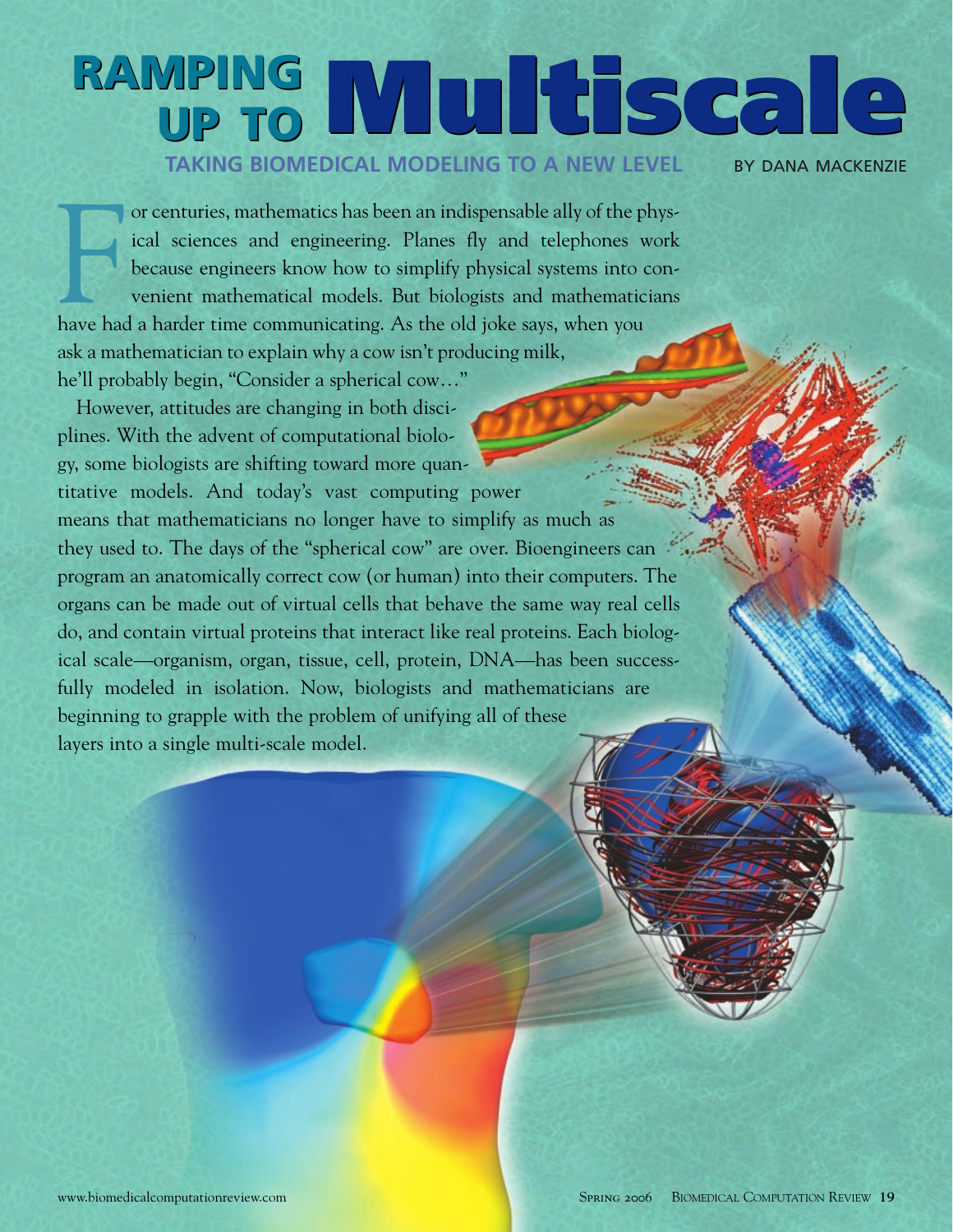# RAMPING UP TO Multiscale

## TAKING BIOMEDICAL MODELING TO A NEW LEVEL

BY DANA MACKENZIE

For centuries, mathematics has been an indispensable ally of the physical sciences and engineering. Planes fly and telephones work because engineers know how to simplify physical systems into convenient mathematical models. But biologists and mathematicians have had a harder time communicating. As the old joke says, when you ask a mathematician to explain why a cow isn't producing milk, he'll probably begin, "Consider a spherical cow…"

However, attitudes are changing in both disciplines. With the advent of computational biology, some biologists are shifting toward more quantitative models. And today's vast computing power means that mathematicians no longer have to simplify as much as they used to. The days of the "spherical cow" are over. Bioengineers can program an anatomically correct cow (or human) into their computers. The organs can be made out of virtual cells that behave the same way real cells do, and contain virtual proteins that interact like real proteins. Each biological scale—organism, organ, tissue, cell, protein, DNA—has been successfully modeled in isolation. Now, biologists and mathematicians are beginning to grapple with the problem of unifying all of these layers into a single multi-scale model.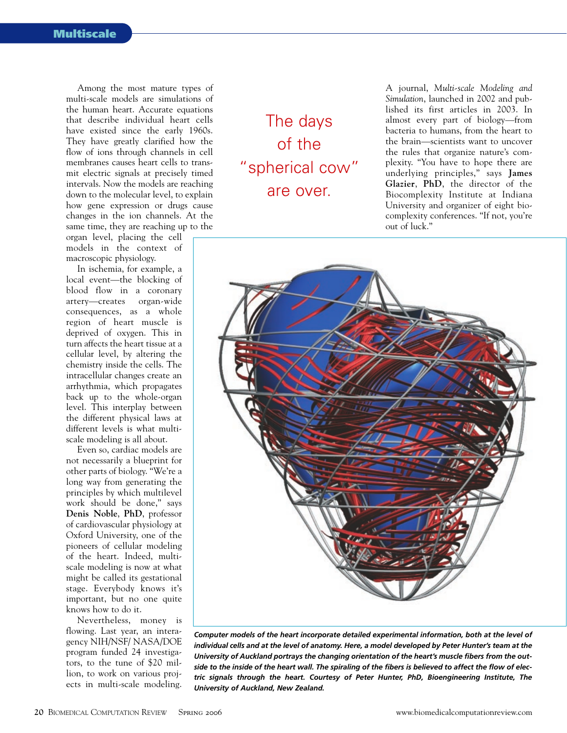Among the most mature types of multi-scale models are simulations of the human heart. Accurate equations that describe individual heart cells have existed since the early 1960s. They have greatly clarified how the flow of ions through channels in cell membranes causes heart cells to transmit electric signals at precisely timed intervals. Now the models are reaching down to the molecular level, to explain how gene expression or drugs cause changes in the ion channels. At the same time, they are reaching up to the organ level, placing the cell models in the context of macroscopic physiology.

In ischemia, for example, a local event—the blocking of blood flow in a coronary artery—creates organ-wide consequences, as a whole region of heart muscle is deprived of oxygen. This in turn affects the heart tissue at a cellular level, by altering the chemistry inside the cells. The intracellular changes create an arrhythmia, which propagates back up to the whole-organ level. This interplay between the different physical laws at different levels is what multi-scale modeling is all about.

Even so, cardiac models are not necessarily a blueprint for other parts of biology. "We're a long way from generating the principles by which multilevel work should be done," says **Denis Noble, PhD**, professor of cardiovascular physiology at Oxford University, one of the pioneers of cellular modeling of the heart. Indeed, multi-scale modeling is now at what might be called its gestational stage. Everybody knows it's important, but no one quite knows how to do it.

Nevertheless, money is flowing. Last year, an interagency NIH/NSF/ NASA/DOE program funded 24 investigators, to the tune of $20 million, to work on various projects in multi-scale modeling.

The days of the "spherical cow" are over.

A journal, *Multi-scale Modeling and Simulation*, launched in 2002 and published its first articles in 2003. In almost every part of biology—from bacteria to humans, from the heart to the brain—scientists want to uncover the rules that organize nature's complexity. "You have to hope there are underlying principles," says **James Glazier**, **PhD**, the director of the Biocomplexity Institute at Indiana University and organizer of eight biocomplexity conferences. "If not, you're out of luck."

***Computer models of the heart incorporate detailed experimental information, both at the level of individual cells and at the level of anatomy. Here, a model developed by Peter Hunter's team at the University of Auckland portrays the changing orientation of the heart's muscle fibers from the outside to the inside of the heart wall. The spiraling of the fibers is believed to affect the flow of electric signals through the heart. Courtesy of Peter Hunter, PhD, Bioengineering Institute, The University of Auckland, New Zealand.***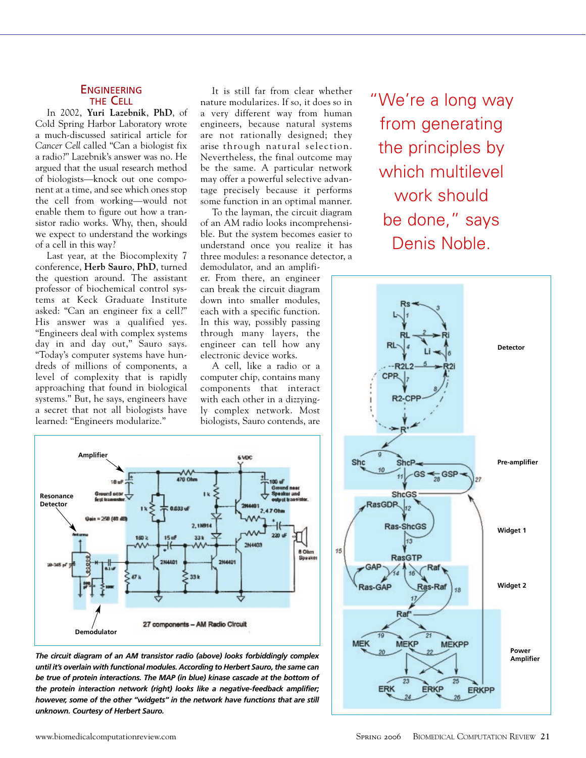## Engineering the Cell

In 2002, **Yuri Lazebnik, PhD**, of Cold Spring Harbor Laboratory wrote a much-discussed satirical article for *Cancer Cell* called "Can a biologist fix a radio?" Lazebnik's answer was no. He argued that the usual research method of biologists—knock out one component at a time, and see which ones stop the cell from working—would not enable them to figure out how a transistor radio works. Why, then, should we expect to understand the workings of a cell in this way?

Last year, at the Biocomplexity 7 conference, **Herb Sauro, PhD**, turned the question around. The assistant professor of biochemical control systems at Keck Graduate Institute asked: "Can an engineer fix a cell?" His answer was a qualified yes. "Engineers deal with complex systems day in and day out," Sauro says. "Today's computer systems have hundreds of millions of components, a level of complexity that is rapidly approaching that found in biological systems." But, he says, engineers have a secret that not all biologists have learned: "Engineers modularize."

It is still far from clear whether nature modularizes. If so, it does so in a very different way from human engineers, because natural systems are not rationally designed; they arise through natural selection. Nevertheless, the final outcome may be the same. A particular network may offer a powerful selective advantage precisely because it performs some function in an optimal manner.

To the layman, the circuit diagram of an AM radio looks incomprehensible. But the system becomes easier to understand once you realize it has three modules: a resonance detector, a demodulator, and an amplifier. From there, an engineer can break the circuit diagram down into smaller modules, each with a specific function. In this way, possibly passing through many layers, the engineer can tell how any electronic device works.

A cell, like a radio or a computer chip, contains many components that interact with each other in a dizzyingly complex network. Most biologists, Sauro contends, are

"We're a long way from generating the principles by which multilevel work should be done," says Denis Noble.

*The circuit diagram of an AM transistor radio (above) looks forbiddingly complex until it's overlain with functional modules. According to Herbert Sauro, the same can be true of protein interactions. The MAP (in blue) kinase cascade at the bottom of the protein interaction network (right) looks like a negative-feedback amplifier; however, some of the other "widgets" in the network have functions that are still unknown. Courtesy of Herbert Sauro.*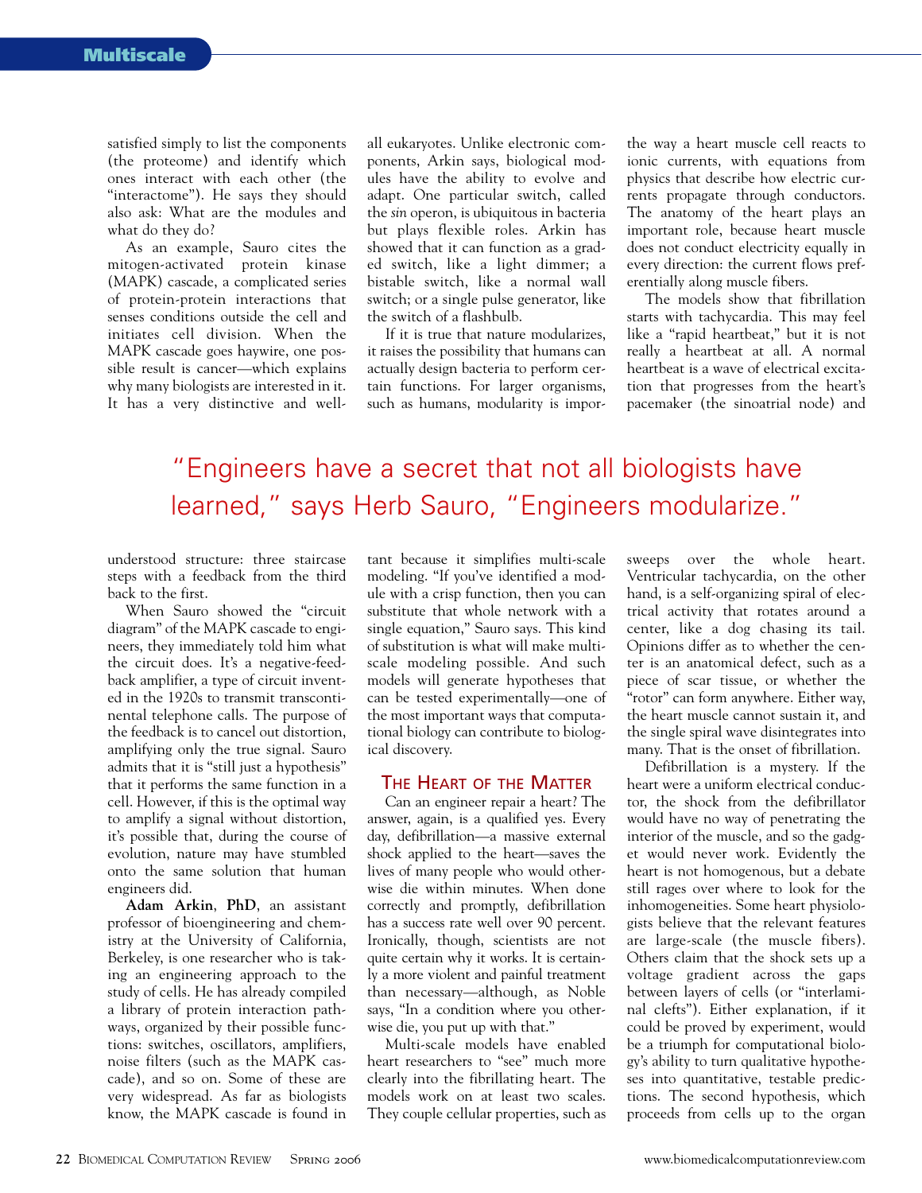satisfied simply to list the components (the proteome) and identify which ones interact with each other (the "interactome"). He says they should also ask: What are the modules and what do they do?

As an example, Sauro cites the mitogen-activated protein kinase (MAPK) cascade, a complicated series of protein-protein interactions that senses conditions outside the cell and initiates cell division. When the MAPK cascade goes haywire, one possible result is cancer—which explains why many biologists are interested in it. It has a very distinctive and well-understood structure: three staircase steps with a feedback from the third back to the first.

When Sauro showed the "circuit diagram" of the MAPK cascade to engineers, they immediately told him what the circuit does. It's a negative-feedback amplifier, a type of circuit invented in the 1920s to transmit transcontinental telephone calls. The purpose of the feedback is to cancel out distortion, amplifying only the true signal. Sauro admits that it is "still just a hypothesis" that it performs the same function in a cell. However, if this is the optimal way to amplify a signal without distortion, it's possible that, during the course of evolution, nature may have stumbled onto the same solution that human engineers did.

**Adam Arkin, PhD**, an assistant professor of bioengineering and chemistry at the University of California, Berkeley, is one researcher who is taking an engineering approach to the study of cells. He has already compiled a library of protein interaction pathways, organized by their possible functions: switches, oscillators, amplifiers, noise filters (such as the MAPK cascade), and so on. Some of these are very widespread. As far as biologists know, the MAPK cascade is found in all eukaryotes. Unlike electronic components, Arkin says, biological modules have the ability to evolve and adapt. One particular switch, called the *sin* operon, is ubiquitous in bacteria but plays flexible roles. Arkin has showed that it can function as a graded switch, like a light dimmer; a bistable switch, like a normal wall switch; or a single pulse generator, like the switch of a flashbulb.

If it is true that nature modularizes, it raises the possibility that humans can actually design bacteria to perform certain functions. For larger organisms, such as humans, modularity is important because it simplifies multi-scale modeling. "If you've identified a module with a crisp function, then you can substitute that whole network with a single equation," Sauro says. This kind of substitution is what will make multi-scale modeling possible. And such models will generate hypotheses that can be tested experimentally—one of the most important ways that computational biology can contribute to biological discovery.

> "Engineers have a secret that not all biologists have learned," says Herb Sauro, "Engineers modularize."

## The Heart of the Matter

Can an engineer repair a heart? The answer, again, is a qualified yes. Every day, defibrillation—a massive external shock applied to the heart—saves the lives of many people who would otherwise die within minutes. When done correctly and promptly, defibrillation has a success rate well over 90 percent. Ironically, though, scientists are not quite certain why it works. It is certainly a more violent and painful treatment than necessary—although, as Noble says, "In a condition where you otherwise die, you put up with that."

Multi-scale models have enabled heart researchers to "see" much more clearly into the fibrillating heart. The models work on at least two scales. They couple cellular properties, such as the way a heart muscle cell reacts to ionic currents, with equations from physics that describe how electric currents propagate through conductors. The anatomy of the heart plays an important role, because heart muscle does not conduct electricity equally in every direction: the current flows preferentially along muscle fibers.

The models show that fibrillation starts with tachycardia. This may feel like a "rapid heartbeat," but it is not really a heartbeat at all. A normal heartbeat is a wave of electrical excitation that progresses from the heart's pacemaker (the sinoatrial node) and sweeps over the whole heart. Ventricular tachycardia, on the other hand, is a self-organizing spiral of electrical activity that rotates around a center, like a dog chasing its tail. Opinions differ as to whether the center is an anatomical defect, such as a piece of scar tissue, or whether the "rotor" can form anywhere. Either way, the heart muscle cannot sustain it, and the single spiral wave disintegrates into many. That is the onset of fibrillation.

Defibrillation is a mystery. If the heart were a uniform electrical conductor, the shock from the defibrillator would have no way of penetrating the interior of the muscle, and so the gadget would never work. Evidently the heart is not homogenous, but a debate still rages over where to look for the inhomogeneities. Some heart physiologists believe that the relevant features are large-scale (the muscle fibers). Others claim that the shock sets up a voltage gradient across the gaps between layers of cells (or "interlaminal clefts"). Either explanation, if it could be proved by experiment, would be a triumph for computational biology's ability to turn qualitative hypotheses into quantitative, testable predictions. The second hypothesis, which proceeds from cells up to the organ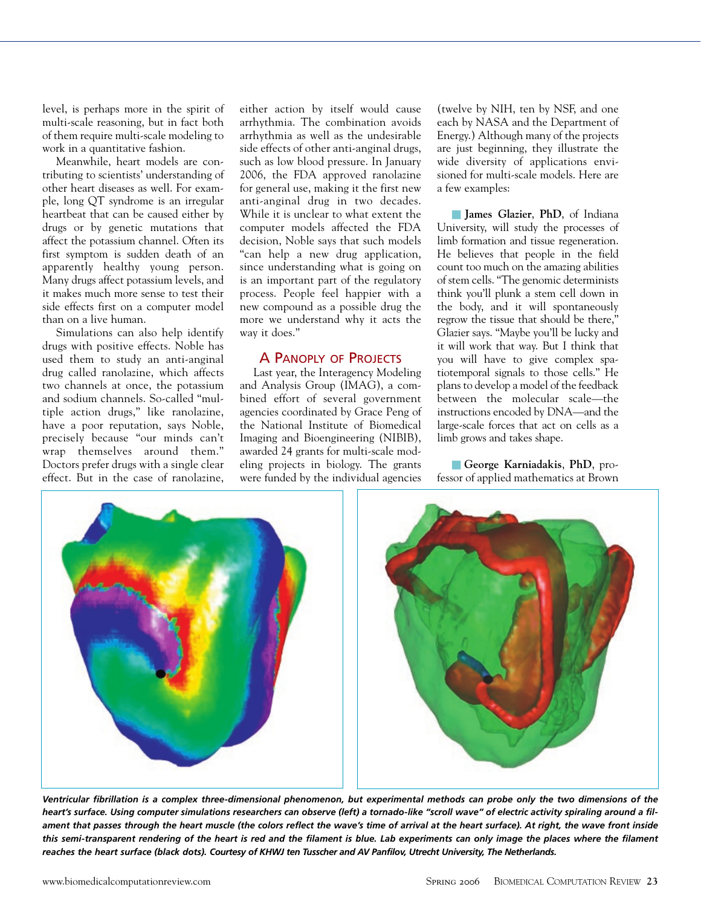level, is perhaps more in the spirit of multi-scale reasoning, but in fact both of them require multi-scale modeling to work in a quantitative fashion.

Meanwhile, heart models are contributing to scientists' understanding of other heart diseases as well. For example, long QT syndrome is an irregular heartbeat that can be caused either by drugs or by genetic mutations that affect the potassium channel. Often its first symptom is sudden death of an apparently healthy young person. Many drugs affect potassium levels, and it makes much more sense to test their side effects first on a computer model than on a live human.

Simulations can also help identify drugs with positive effects. Noble has used them to study an anti-anginal drug called ranolazine, which affects two channels at once, the potassium and sodium channels. So-called "multiple action drugs," like ranolazine, have a poor reputation, says Noble, precisely because "our minds can't wrap themselves around them." Doctors prefer drugs with a single clear effect. But in the case of ranolazine, either action by itself would cause arrhythmia. The combination avoids arrhythmia as well as the undesirable side effects of other anti-anginal drugs, such as low blood pressure. In January 2006, the FDA approved ranolazine for general use, making it the first new anti-anginal drug in two decades. While it is unclear to what extent the computer models affected the FDA decision, Noble says that such models "can help a new drug application, since understanding what is going on is an important part of the regulatory process. People feel happier with a new compound as a possible drug the more we understand why it acts the way it does."

## A Panoply of Projects

Last year, the Interagency Modeling and Analysis Group (IMAG), a combined effort of several government agencies coordinated by Grace Peng of the National Institute of Biomedical Imaging and Bioengineering (NIBIB), awarded 24 grants for multi-scale modeling projects in biology. The grants were funded by the individual agencies (twelve by NIH, ten by NSF, and one each by NASA and the Department of Energy.) Although many of the projects are just beginning, they illustrate the wide diversity of applications envisioned for multi-scale models. Here are a few examples:

- **James Glazier**, **PhD**, of Indiana University, will study the processes of limb formation and tissue regeneration. He believes that people in the field count too much on the amazing abilities of stem cells. "The genomic determinists think you'll plunk a stem cell down in the body, and it will spontaneously regrow the tissue that should be there," Glazier says. "Maybe you'll be lucky and it will work that way. But I think that you will have to give complex spatiotemporal signals to those cells." He plans to develop a model of the feedback between the molecular scale—the instructions encoded by DNA—and the large-scale forces that act on cells as a limb grows and takes shape.

- **George Karniadakis**, **PhD**, professor of applied mathematics at Brown

***Ventricular fibrillation is a complex three-dimensional phenomenon, but experimental methods can probe only the two dimensions of the heart's surface. Using computer simulations researchers can observe (left) a tornado-like "scroll wave" of electric activity spiraling around a filament that passes through the heart muscle (the colors reflect the wave's time of arrival at the heart surface). At right, the wave front inside this semi-transparent rendering of the heart is red and the filament is blue. Lab experiments can only image the places where the filament reaches the heart surface (black dots). Courtesy of KHWJ ten Tusscher and AV Panfilov, Utrecht University, The Netherlands.***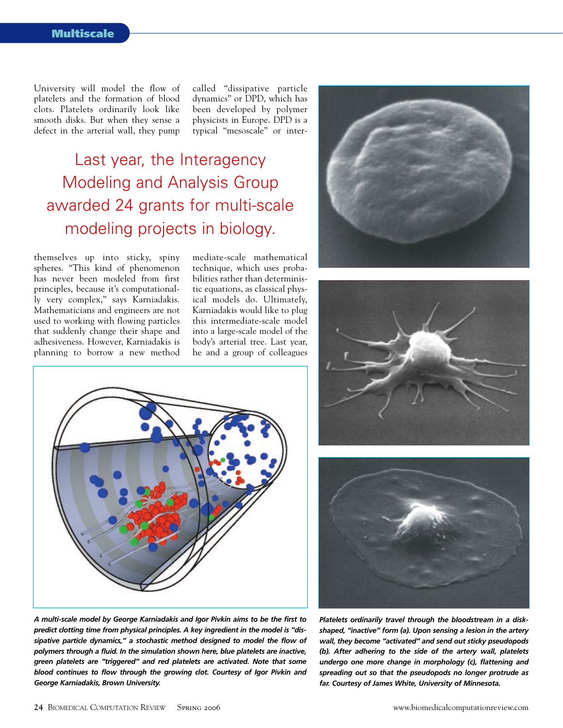University will model the flow of platelets and the formation of blood clots. Platelets ordinarily look like smooth disks. But when they sense a defect in the arterial wall, they pump themselves up into sticky, spiny spheres. "This kind of phenomenon has never been modeled from first principles, because it's computationally very complex," says Karniadakis. Mathematicians and engineers are not used to working with flowing particles that suddenly change their shape and adhesiveness. However, Karniadakis is planning to borrow a new method called "dissipative particle dynamics" or DPD, which has been developed by polymer physicists in Europe. DPD is a typical "mesoscale" or intermediate-scale mathematical technique, which uses probabilities rather than deterministic equations, as classical physical models do. Ultimately, Karniadakis would like to plug this intermediate-scale model into a large-scale model of the body's arterial tree. Last year, he and a group of colleagues

> Last year, the Interagency Modeling and Analysis Group awarded 24 grants for multi-scale modeling projects in biology.

***A multi-scale model by George Karniadakis and Igor Pivkin aims to be the first to predict clotting time from physical principles. A key ingredient in the model is "dissipative particle dynamics," a stochastic method designed to model the flow of polymers through a fluid. In the simulation shown here, blue platelets are inactive, green platelets are "triggered" and red platelets are activated. Note that some blood continues to flow through the growing clot. Courtesy of Igor Pivkin and George Karniadakis, Brown University.***

***Platelets ordinarily travel through the bloodstream in a disk-shaped, "inactive" form (a). Upon sensing a lesion in the artery wall, they become "activated" and send out sticky pseudopods (b). After adhering to the side of the artery wall, platelets undergo one more change in morphology (c), flattening and spreading out so that the pseudopods no longer protrude as far. Courtesy of James White, University of Minnesota.***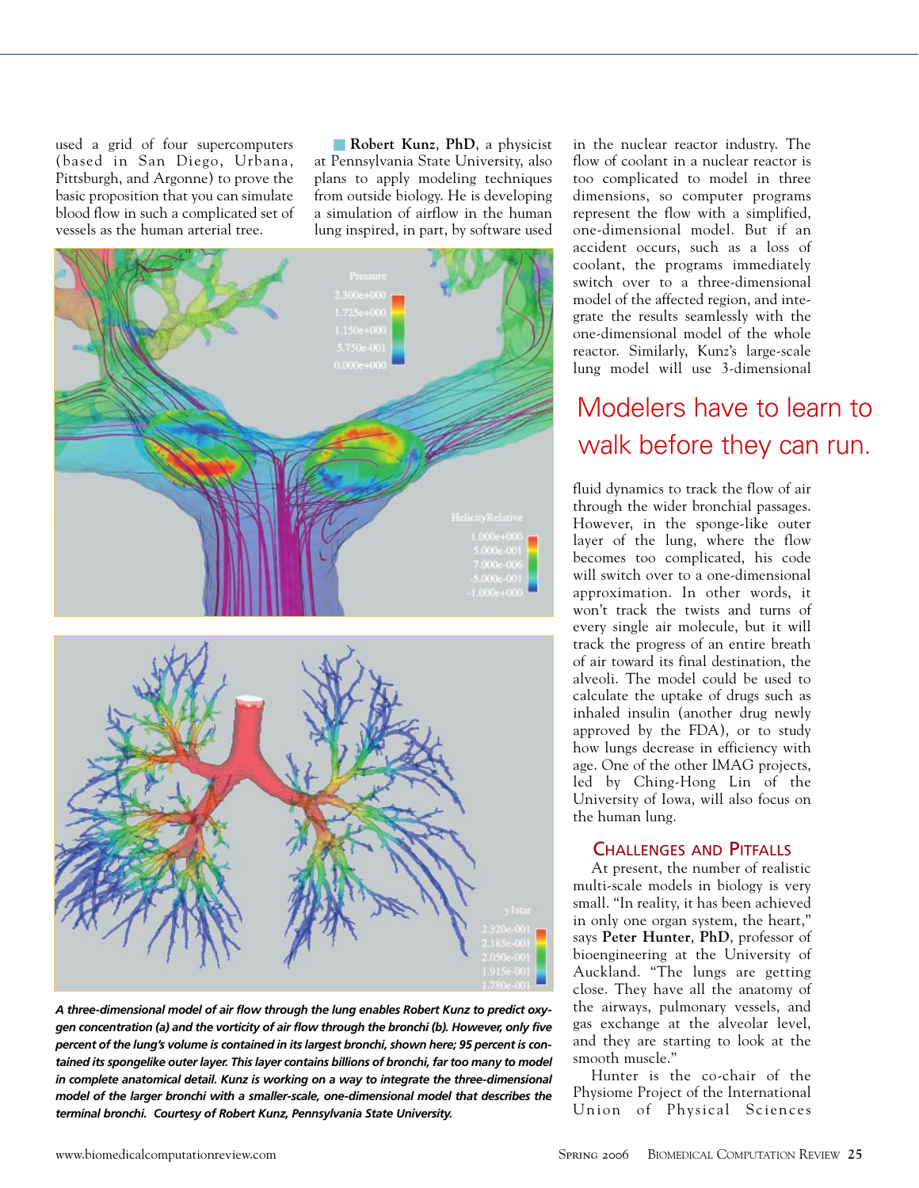used a grid of four supercomputers (based in San Diego, Urbana, Pittsburgh, and Argonne) to prove the basic proposition that you can simulate blood flow in such a complicated set of vessels as the human arterial tree.

**Robert Kunz**, **PhD**, a physicist at Pennsylvania State University, also plans to apply modeling techniques from outside biology. He is developing a simulation of airflow in the human lung inspired, in part, by software used in the nuclear reactor industry. The flow of coolant in a nuclear reactor is too complicated to model in three dimensions, so computer programs represent the flow with a simplified, one-dimensional model. But if an accident occurs, such as a loss of coolant, the programs immediately switch over to a three-dimensional model of the affected region, and integrate the results seamlessly with the one-dimensional model of the whole reactor. Similarly, Kunz's large-scale lung model will use 3-dimensional fluid dynamics to track the flow of air through the wider bronchial passages. However, in the sponge-like outer layer of the lung, where the flow becomes too complicated, his code will switch over to a one-dimensional approximation. In other words, it won't track the twists and turns of every single air molecule, but it will track the progress of an entire breath of air toward its final destination, the alveoli. The model could be used to calculate the uptake of drugs such as inhaled insulin (another drug newly approved by the FDA), or to study how lungs decrease in efficiency with age. One of the other IMAG projects, led by Ching-Hong Lin of the University of Iowa, will also focus on the human lung.

> Modelers have to learn to walk before they can run.

*A three-dimensional model of air flow through the lung enables Robert Kunz to predict oxygen concentration (a) and the vorticity of air flow through the bronchi (b). However, only five percent of the lung's volume is contained in its largest bronchi, shown here; 95 percent is contained its spongelike outer layer. This layer contains billions of bronchi, far too many to model in complete anatomical detail. Kunz is working on a way to integrate the three-dimensional model of the larger bronchi with a smaller-scale, one-dimensional model that describes the terminal bronchi. Courtesy of Robert Kunz, Pennsylvania State University.*

## Challenges and Pitfalls

At present, the number of realistic multi-scale models in biology is very small. "In reality, it has been achieved in only one organ system, the heart," says **Peter Hunter**, **PhD**, professor of bioengineering at the University of Auckland. "The lungs are getting close. They have all the anatomy of the airways, pulmonary vessels, and gas exchange at the alveolar level, and they are starting to look at the smooth muscle."

Hunter is the co-chair of the Physiome Project of the International Union of Physical Sciences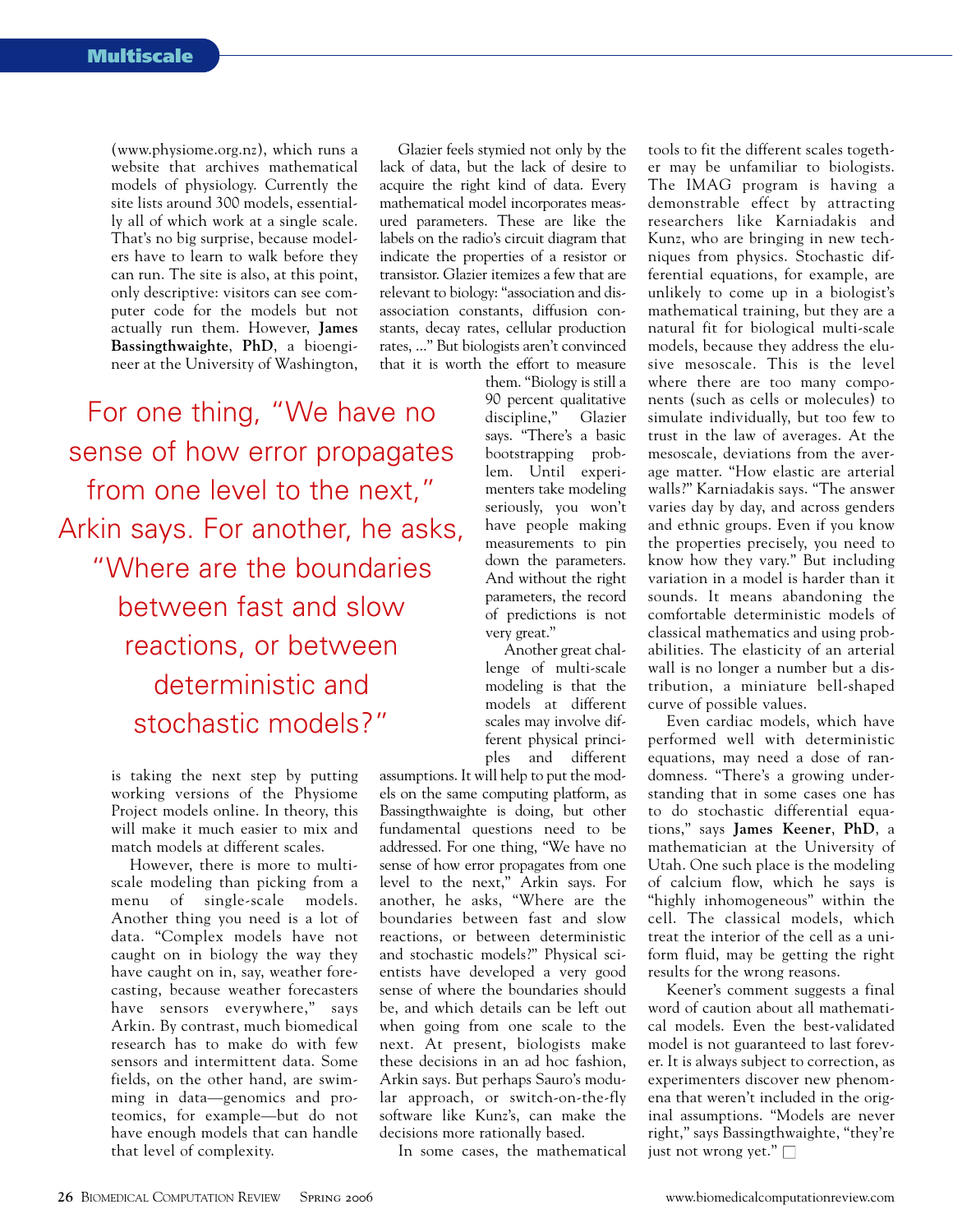(www.physiome.org.nz), which runs a website that archives mathematical models of physiology. Currently the site lists around 300 models, essentially all of which work at a single scale. That's no big surprise, because modelers have to learn to walk before they can run. The site is also, at this point, only descriptive: visitors can see computer code for the models but not actually run them. However, **James Bassingthwaighte**, **PhD**, a bioengineer at the University of Washington, is taking the next step by putting working versions of the Physiome Project models online. In theory, this will make it much easier to mix and match models at different scales.

However, there is more to multiscale modeling than picking from a menu of single-scale models. Another thing you need is a lot of data. "Complex models have not caught on in biology the way they have caught on in, say, weather forecasting, because weather forecasters have sensors everywhere," says Arkin. By contrast, much biomedical research has to make do with few sensors and intermittent data. Some fields, on the other hand, are swimming in data—genomics and proteomics, for example—but do not have enough models that can handle that level of complexity.

Glazier feels stymied not only by the lack of data, but the lack of desire to acquire the right kind of data. Every mathematical model incorporates measured parameters. These are like the labels on the radio's circuit diagram that indicate the properties of a resistor or transistor. Glazier itemizes a few that are relevant to biology: "association and dissociation constants, diffusion constants, decay rates, cellular production rates, ..." But biologists aren't convinced that it is worth the effort to measure them. "Biology is still a 90 percent qualitative discipline," Glazier says. "There's a basic bootstrapping problem. Until experimenters take modeling seriously, you won't have people making measurements to pin down the parameters. And without the right parameters, the record of predictions is not very great."

> For one thing, "We have no sense of how error propagates from one level to the next," Arkin says. For another, he asks, "Where are the boundaries between fast and slow reactions, or between deterministic and stochastic models?"

Another great challenge of multi-scale modeling is that the models at different scales may involve different physical principles and different assumptions. It will help to put the models on the same computing platform, as Bassingthwaighte is doing, but other fundamental questions need to be addressed. For one thing, "We have no sense of how error propagates from one level to the next," Arkin says. For another, he asks, "Where are the boundaries between fast and slow reactions, or between deterministic and stochastic models?" Physical scientists have developed a very good sense of where the boundaries should be, and which details can be left out when going from one scale to the next. At present, biologists make these decisions in an ad hoc fashion, Arkin says. But perhaps Sauro's modular approach, or switch-on-the-fly software like Kunz's, can make the decisions more rationally based.

In some cases, the mathematical tools to fit the different scales together may be unfamiliar to biologists. The IMAG program is having a demonstrable effect by attracting researchers like Karniadakis and Kunz, who are bringing in new techniques from physics. Stochastic differential equations, for example, are unlikely to come up in a biologist's mathematical training, but they are a natural fit for biological multi-scale models, because they address the elusive mesoscale. This is the level where there are too many components (such as cells or molecules) to simulate individually, but too few to trust in the law of averages. At the mesoscale, deviations from the average matter. "How elastic are arterial walls?" Karniadakis says. "The answer varies day by day, and across genders and ethnic groups. Even if you know the properties precisely, you need to know how they vary." But including variation in a model is harder than it sounds. It means abandoning the comfortable deterministic models of classical mathematics and using probabilities. The elasticity of an arterial wall is no longer a number but a distribution, a miniature bell-shaped curve of possible values.

Even cardiac models, which have performed well with deterministic equations, may need a dose of randomness. "There's a growing understanding that in some cases one has to do stochastic differential equations," says **James Keener**, **PhD**, a mathematician at the University of Utah. One such place is the modeling of calcium flow, which he says is "highly inhomogeneous" within the cell. The classical models, which treat the interior of the cell as a uniform fluid, may be getting the right results for the wrong reasons.

Keener's comment suggests a final word of caution about all mathematical models. Even the best-validated model is not guaranteed to last forever. It is always subject to correction, as experimenters discover new phenomena that weren't included in the original assumptions. "Models are never right," says Bassingthwaighte, "they're just not wrong yet." □